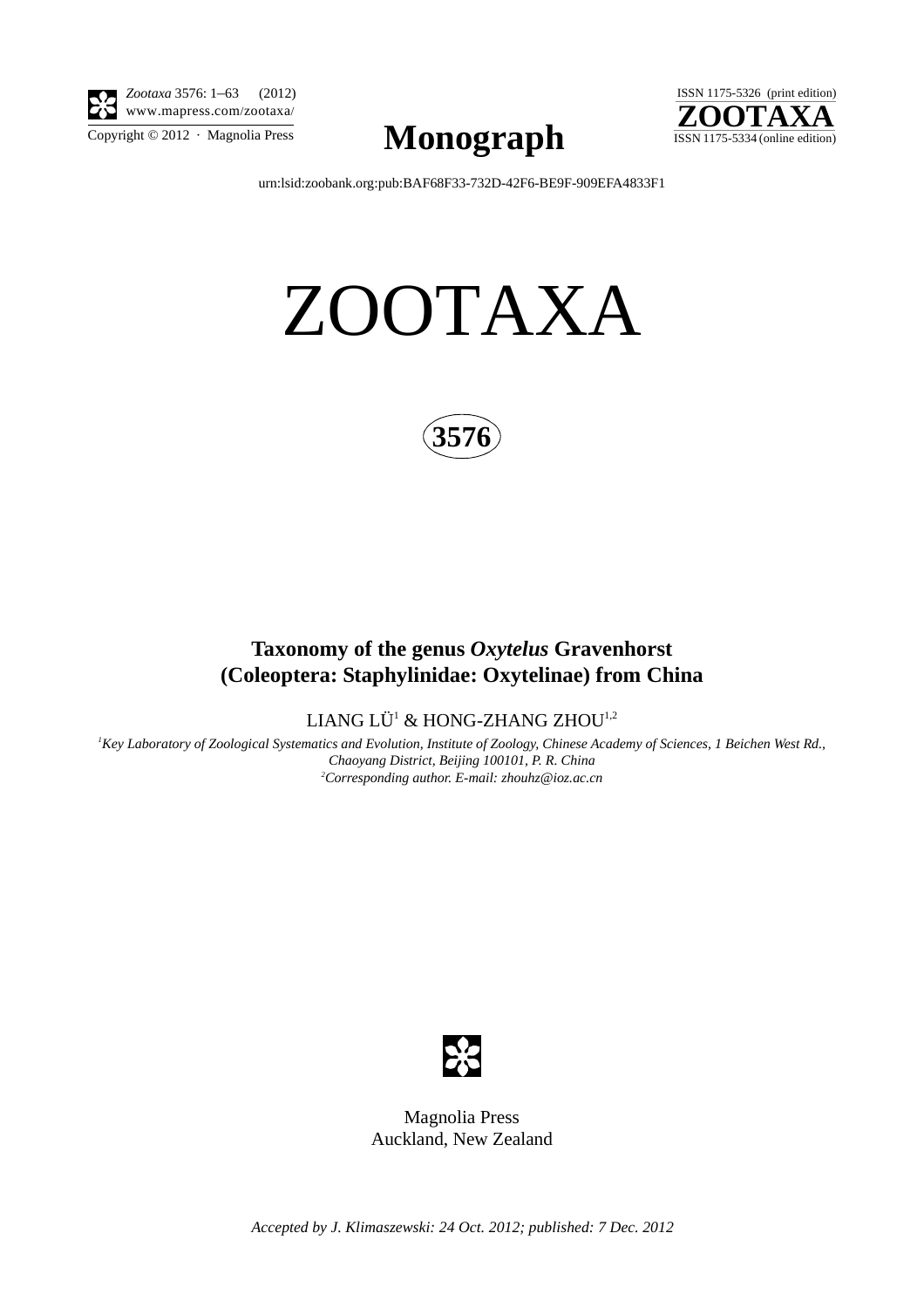urn:lsid:zoobank.org:pub:BAF68F33-732D-42F6-BE9F-909EFA4833F1

# ZOOTAXA

**3576**

## Taxonomy of the genus *Oxytelus* Gravenhorst (Coleoptera: Staphylinidae: Oxytelinae) from China

LIANG LÜ[1] & HONG-ZHANG ZHOU[1,2]

[1]*Key Laboratory of Zoological Systematics and Evolution, Institute of Zoology, Chinese Academy of Sciences, 1 Beichen West Rd., Chaoyang District, Beijing 100101, P. R. China*
[2]*Corresponding author. E-mail: zhouhz@ioz.ac.cn*

Magnolia Press
Auckland, New Zealand

*Accepted by J. Klimaszewski: 24 Oct. 2012; published: 7 Dec. 2012*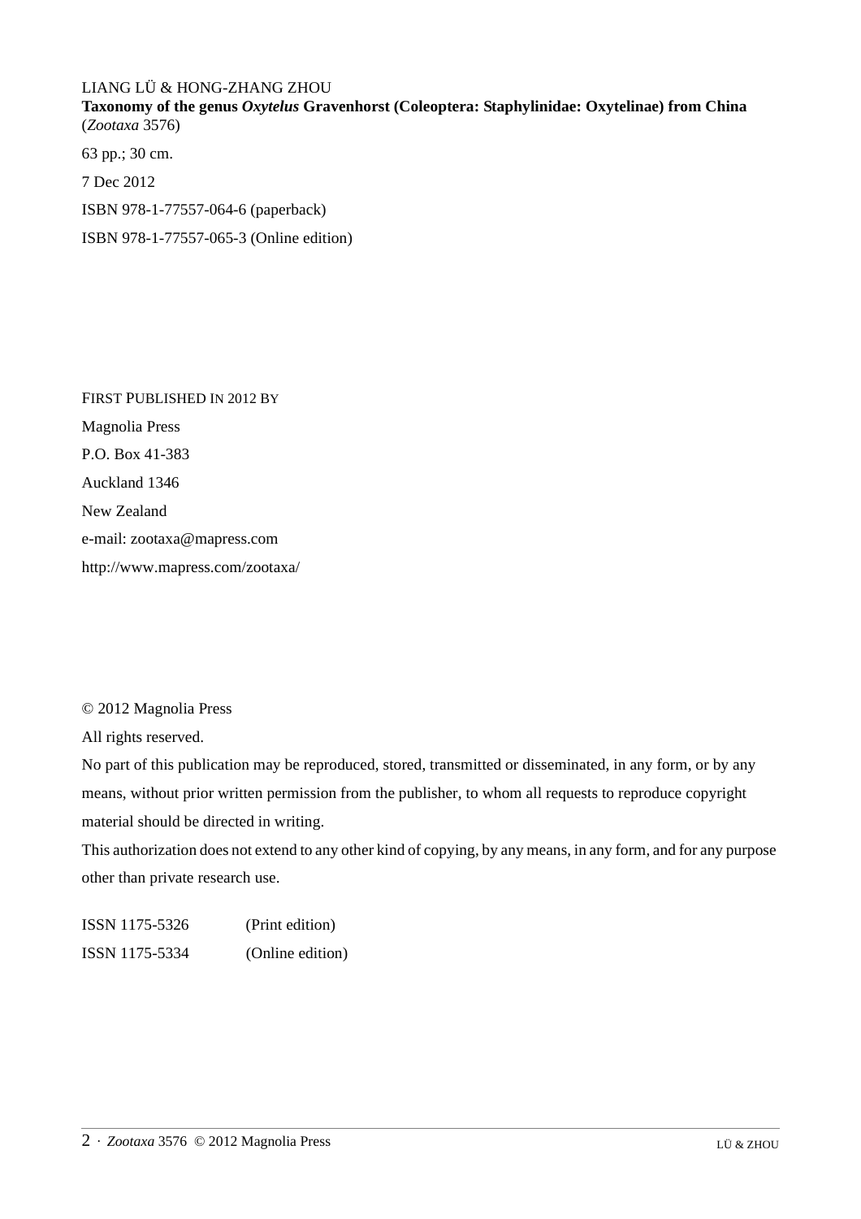LIANG LÜ & HONG-ZHANG ZHOU

**Taxonomy of the genus *Oxytelus* Gravenhorst (Coleoptera: Staphylinidae: Oxytelinae) from China**
(*Zootaxa* 3576)

63 pp.; 30 cm.

7 Dec 2012

ISBN 978-1-77557-064-6 (paperback)

ISBN 978-1-77557-065-3 (Online edition)

FIRST PUBLISHED IN 2012 BY

Magnolia Press

P.O. Box 41-383

Auckland 1346

New Zealand

e-mail: zootaxa@mapress.com

http://www.mapress.com/zootaxa/

© 2012 Magnolia Press

All rights reserved.

No part of this publication may be reproduced, stored, transmitted or disseminated, in any form, or by any means, without prior written permission from the publisher, to whom all requests to reproduce copyright material should be directed in writing.

This authorization does not extend to any other kind of copying, by any means, in any form, and for any purpose other than private research use.

ISSN 1175-5326 (Print edition)

ISSN 1175-5334 (Online edition)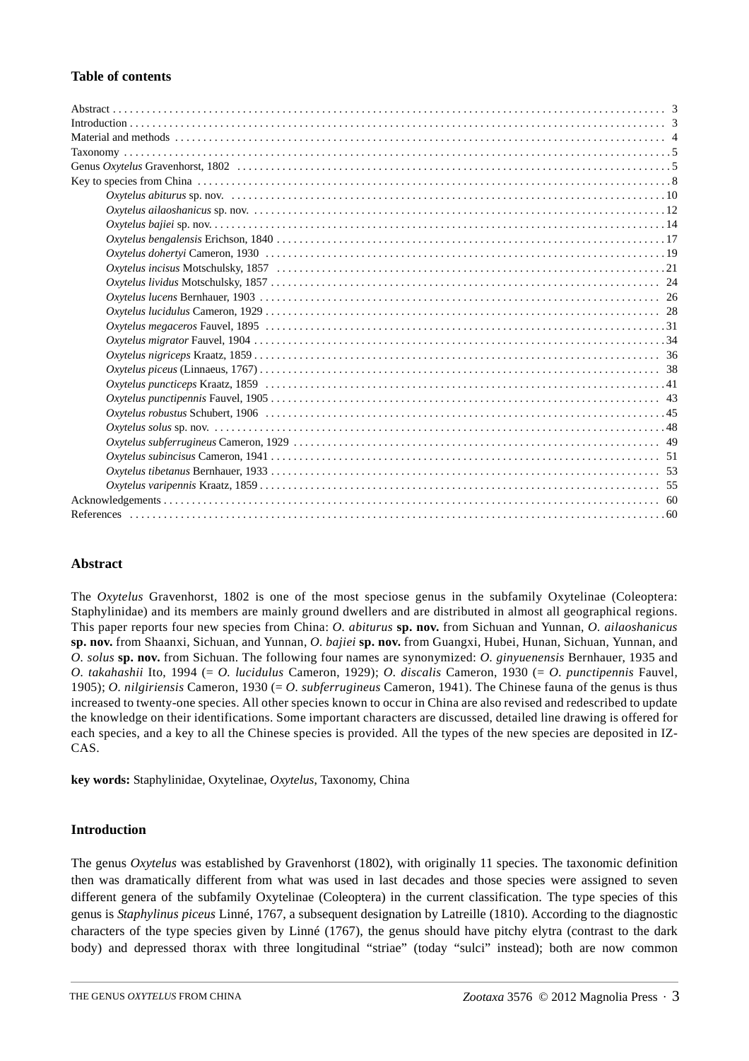## Table of contents

| | |
|---|---|
| Abstract | 3 |
| Introduction | 3 |
| Material and methods | 4 |
| Taxonomy | 5 |
| Genus *Oxytelus* Gravenhorst, 1802 | 5 |
| Key to species from China | 8 |
| *Oxytelus abiturus* sp. nov. | 10 |
| *Oxytelus ailaoshanicus* sp. nov. | 12 |
| *Oxytelus bajiei* sp. nov. | 14 |
| *Oxytelus bengalensis* Erichson, 1840 | 17 |
| *Oxytelus dohertyi* Cameron, 1930 | 19 |
| *Oxytelus incisus* Motschulsky, 1857 | 21 |
| *Oxytelus lividus* Motschulsky, 1857 | 24 |
| *Oxytelus lucens* Bernhauer, 1903 | 26 |
| *Oxytelus lucidulus* Cameron, 1929 | 28 |
| *Oxytelus megaceros* Fauvel, 1895 | 31 |
| *Oxytelus migrator* Fauvel, 1904 | 34 |
| *Oxytelus nigriceps* Kraatz, 1859 | 36 |
| *Oxytelus piceus* (Linnaeus, 1767) | 38 |
| *Oxytelus puncticeps* Kraatz, 1859 | 41 |
| *Oxytelus punctipennis* Fauvel, 1905 | 43 |
| *Oxytelus robustus* Schubert, 1906 | 45 |
| *Oxytelus solus* sp. nov. | 48 |
| *Oxytelus subferrugineus* Cameron, 1929 | 49 |
| *Oxytelus subincisus* Cameron, 1941 | 51 |
| *Oxytelus tibetanus* Bernhauer, 1933 | 53 |
| *Oxytelus varipennis* Kraatz, 1859 | 55 |
| Acknowledgements | 60 |
| References | 60 |

## Abstract

The *Oxytelus* Gravenhorst, 1802 is one of the most speciose genus in the subfamily Oxytelinae (Coleoptera: Staphylinidae) and its members are mainly ground dwellers and are distributed in almost all geographical regions. This paper reports four new species from China: *O. abiturus* **sp. nov.** from Sichuan and Yunnan, *O. ailaoshanicus* **sp. nov.** from Shaanxi, Sichuan, and Yunnan, *O. bajiei* **sp. nov.** from Guangxi, Hubei, Hunan, Sichuan, Yunnan, and *O. solus* **sp. nov.** from Sichuan. The following four names are synonymized: *O. ginyuenensis* Bernhauer, 1935 and *O. takahashii* Ito, 1994 (= *O. lucidulus* Cameron, 1929); *O. discalis* Cameron, 1930 (= *O. punctipennis* Fauvel, 1905); *O. nilgiriensis* Cameron, 1930 (= *O. subferrugineus* Cameron, 1941). The Chinese fauna of the genus is thus increased to twenty-one species. All other species known to occur in China are also revised and redescribed to update the knowledge on their identifications. Some important characters are discussed, detailed line drawing is offered for each species, and a key to all the Chinese species is provided. All the types of the new species are deposited in IZ-CAS.

**key words:** Staphylinidae, Oxytelinae, *Oxytelus*, Taxonomy, China

## Introduction

The genus *Oxytelus* was established by Gravenhorst (1802), with originally 11 species. The taxonomic definition then was dramatically different from what was used in last decades and those species were assigned to seven different genera of the subfamily Oxytelinae (Coleoptera) in the current classification. The type species of this genus is *Staphylinus piceus* Linné, 1767, a subsequent designation by Latreille (1810). According to the diagnostic characters of the type species given by Linné (1767), the genus should have pitchy elytra (contrast to the dark body) and depressed thorax with three longitudinal "striae" (today "sulci" instead); both are now common